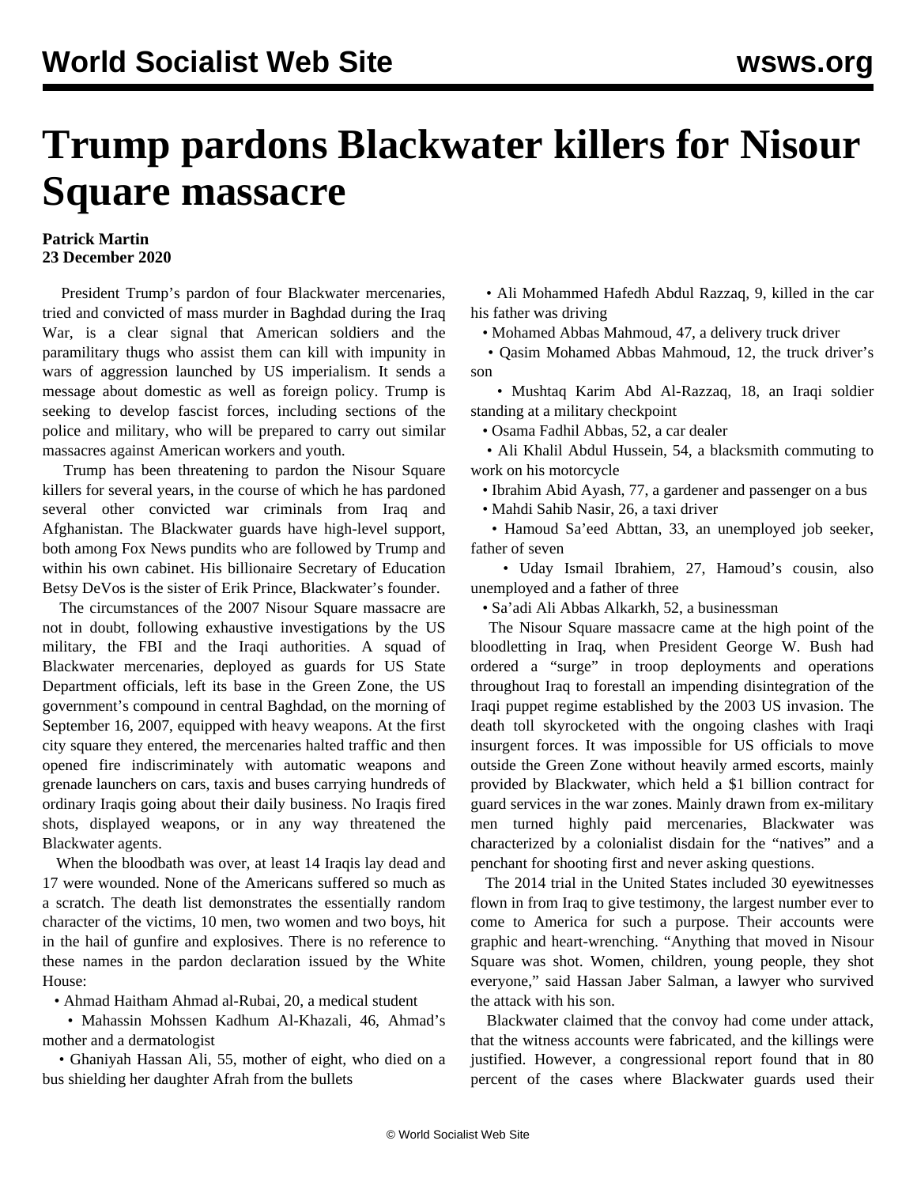# Trump pardons Blackwater killers for Nisour Square massacre

**Patrick Martin**
**23 December 2020**

President Trump's pardon of four Blackwater mercenaries, tried and convicted of mass murder in Baghdad during the Iraq War, is a clear signal that American soldiers and the paramilitary thugs who assist them can kill with impunity in wars of aggression launched by US imperialism. It sends a message about domestic as well as foreign policy. Trump is seeking to develop fascist forces, including sections of the police and military, who will be prepared to carry out similar massacres against American workers and youth.

Trump has been threatening to pardon the Nisour Square killers for several years, in the course of which he has pardoned several other convicted war criminals from Iraq and Afghanistan. The Blackwater guards have high-level support, both among Fox News pundits who are followed by Trump and within his own cabinet. His billionaire Secretary of Education Betsy DeVos is the sister of Erik Prince, Blackwater's founder.

The circumstances of the 2007 Nisour Square massacre are not in doubt, following exhaustive investigations by the US military, the FBI and the Iraqi authorities. A squad of Blackwater mercenaries, deployed as guards for US State Department officials, left its base in the Green Zone, the US government's compound in central Baghdad, on the morning of September 16, 2007, equipped with heavy weapons. At the first city square they entered, the mercenaries halted traffic and then opened fire indiscriminately with automatic weapons and grenade launchers on cars, taxis and buses carrying hundreds of ordinary Iraqis going about their daily business. No Iraqis fired shots, displayed weapons, or in any way threatened the Blackwater agents.

When the bloodbath was over, at least 14 Iraqis lay dead and 17 were wounded. None of the Americans suffered so much as a scratch. The death list demonstrates the essentially random character of the victims, 10 men, two women and two boys, hit in the hail of gunfire and explosives. There is no reference to these names in the pardon declaration issued by the White House:

- Ahmad Haitham Ahmad al-Rubai, 20, a medical student
- Mahassin Mohssen Kadhum Al-Khazali, 46, Ahmad's mother and a dermatologist
- Ghaniyah Hassan Ali, 55, mother of eight, who died on a bus shielding her daughter Afrah from the bullets
- Ali Mohammed Hafedh Abdul Razzaq, 9, killed in the car his father was driving
- Mohamed Abbas Mahmoud, 47, a delivery truck driver
- Qasim Mohamed Abbas Mahmoud, 12, the truck driver's son
- Mushtaq Karim Abd Al-Razzaq, 18, an Iraqi soldier standing at a military checkpoint
- Osama Fadhil Abbas, 52, a car dealer
- Ali Khalil Abdul Hussein, 54, a blacksmith commuting to work on his motorcycle
- Ibrahim Abid Ayash, 77, a gardener and passenger on a bus
- Mahdi Sahib Nasir, 26, a taxi driver
- Hamoud Sa'eed Abttan, 33, an unemployed job seeker, father of seven
- Uday Ismail Ibrahiem, 27, Hamoud's cousin, also unemployed and a father of three
- Sa'adi Ali Abbas Alkarkh, 52, a businessman

The Nisour Square massacre came at the high point of the bloodletting in Iraq, when President George W. Bush had ordered a "surge" in troop deployments and operations throughout Iraq to forestall an impending disintegration of the Iraqi puppet regime established by the 2003 US invasion. The death toll skyrocketed with the ongoing clashes with Iraqi insurgent forces. It was impossible for US officials to move outside the Green Zone without heavily armed escorts, mainly provided by Blackwater, which held a $1 billion contract for guard services in the war zones. Mainly drawn from ex-military men turned highly paid mercenaries, Blackwater was characterized by a colonialist disdain for the "natives" and a penchant for shooting first and never asking questions.

The 2014 trial in the United States included 30 eyewitnesses flown in from Iraq to give testimony, the largest number ever to come to America for such a purpose. Their accounts were graphic and heart-wrenching. "Anything that moved in Nisour Square was shot. Women, children, young people, they shot everyone," said Hassan Jaber Salman, a lawyer who survived the attack with his son.

Blackwater claimed that the convoy had come under attack, that the witness accounts were fabricated, and the killings were justified. However, a congressional report found that in 80 percent of the cases where Blackwater guards used their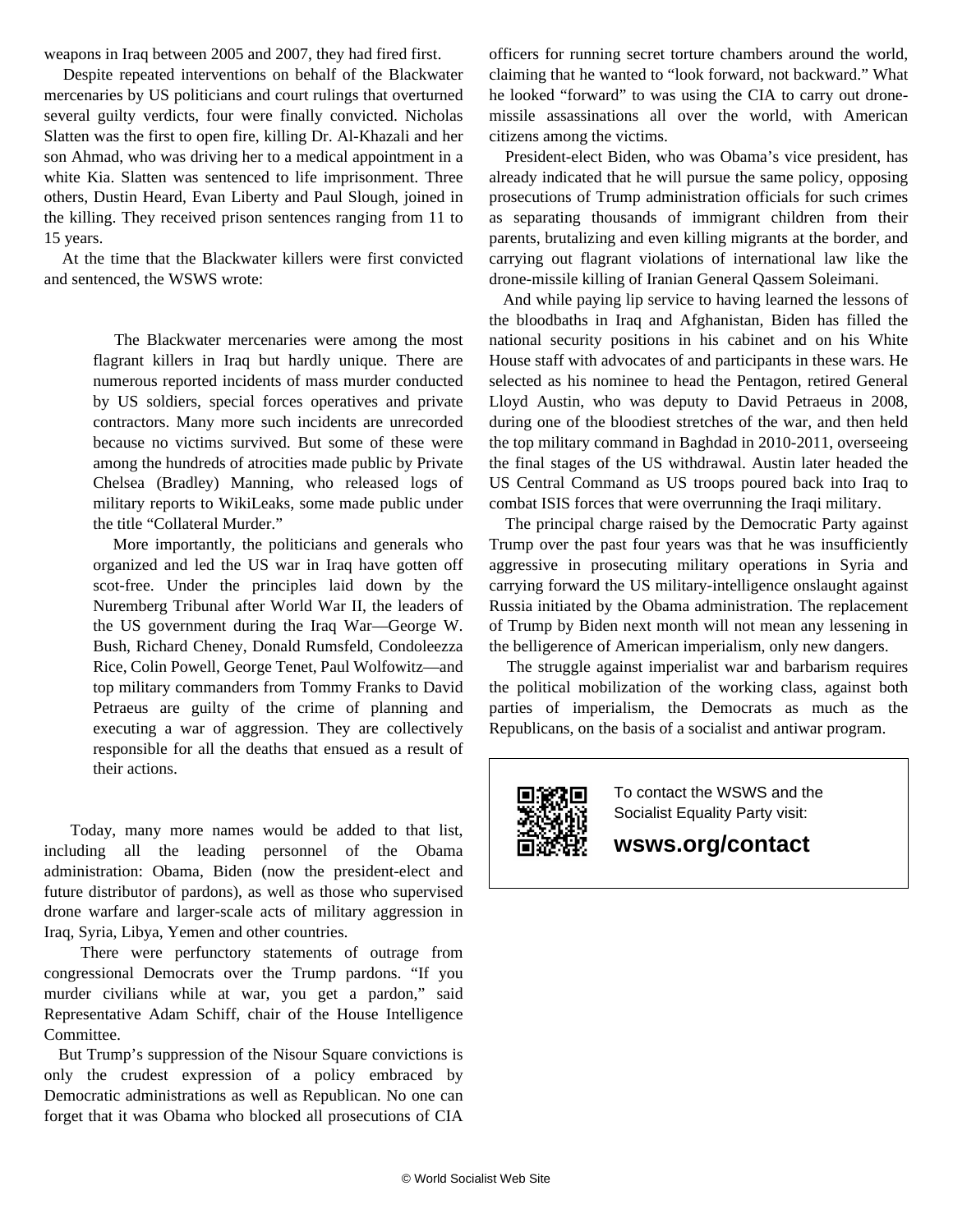weapons in Iraq between 2005 and 2007, they had fired first.

Despite repeated interventions on behalf of the Blackwater mercenaries by US politicians and court rulings that overturned several guilty verdicts, four were finally convicted. Nicholas Slatten was the first to open fire, killing Dr. Al-Khazali and her son Ahmad, who was driving her to a medical appointment in a white Kia. Slatten was sentenced to life imprisonment. Three others, Dustin Heard, Evan Liberty and Paul Slough, joined in the killing. They received prison sentences ranging from 11 to 15 years.

At the time that the Blackwater killers were first convicted and sentenced, the WSWS wrote:

> The Blackwater mercenaries were among the most flagrant killers in Iraq but hardly unique. There are numerous reported incidents of mass murder conducted by US soldiers, special forces operatives and private contractors. Many more such incidents are unrecorded because no victims survived. But some of these were among the hundreds of atrocities made public by Private Chelsea (Bradley) Manning, who released logs of military reports to WikiLeaks, some made public under the title "Collateral Murder."
>
> More importantly, the politicians and generals who organized and led the US war in Iraq have gotten off scot-free. Under the principles laid down by the Nuremberg Tribunal after World War II, the leaders of the US government during the Iraq War—George W. Bush, Richard Cheney, Donald Rumsfeld, Condoleezza Rice, Colin Powell, George Tenet, Paul Wolfowitz—and top military commanders from Tommy Franks to David Petraeus are guilty of the crime of planning and executing a war of aggression. They are collectively responsible for all the deaths that ensued as a result of their actions.

Today, many more names would be added to that list, including all the leading personnel of the Obama administration: Obama, Biden (now the president-elect and future distributor of pardons), as well as those who supervised drone warfare and larger-scale acts of military aggression in Iraq, Syria, Libya, Yemen and other countries.

There were perfunctory statements of outrage from congressional Democrats over the Trump pardons. "If you murder civilians while at war, you get a pardon," said Representative Adam Schiff, chair of the House Intelligence Committee.

But Trump's suppression of the Nisour Square convictions is only the crudest expression of a policy embraced by Democratic administrations as well as Republican. No one can forget that it was Obama who blocked all prosecutions of CIA officers for running secret torture chambers around the world, claiming that he wanted to "look forward, not backward." What he looked "forward" to was using the CIA to carry out drone-missile assassinations all over the world, with American citizens among the victims.

President-elect Biden, who was Obama's vice president, has already indicated that he will pursue the same policy, opposing prosecutions of Trump administration officials for such crimes as separating thousands of immigrant children from their parents, brutalizing and even killing migrants at the border, and carrying out flagrant violations of international law like the drone-missile killing of Iranian General Qassem Soleimani.

And while paying lip service to having learned the lessons of the bloodbaths in Iraq and Afghanistan, Biden has filled the national security positions in his cabinet and on his White House staff with advocates of and participants in these wars. He selected as his nominee to head the Pentagon, retired General Lloyd Austin, who was deputy to David Petraeus in 2008, during one of the bloodiest stretches of the war, and then held the top military command in Baghdad in 2010-2011, overseeing the final stages of the US withdrawal. Austin later headed the US Central Command as US troops poured back into Iraq to combat ISIS forces that were overrunning the Iraqi military.

The principal charge raised by the Democratic Party against Trump over the past four years was that he was insufficiently aggressive in prosecuting military operations in Syria and carrying forward the US military-intelligence onslaught against Russia initiated by the Obama administration. The replacement of Trump by Biden next month will not mean any lessening in the belligerence of American imperialism, only new dangers.

The struggle against imperialist war and barbarism requires the political mobilization of the working class, against both parties of imperialism, the Democrats as much as the Republicans, on the basis of a socialist and antiwar program.

To contact the WSWS and the Socialist Equality Party visit:

**wsws.org/contact**